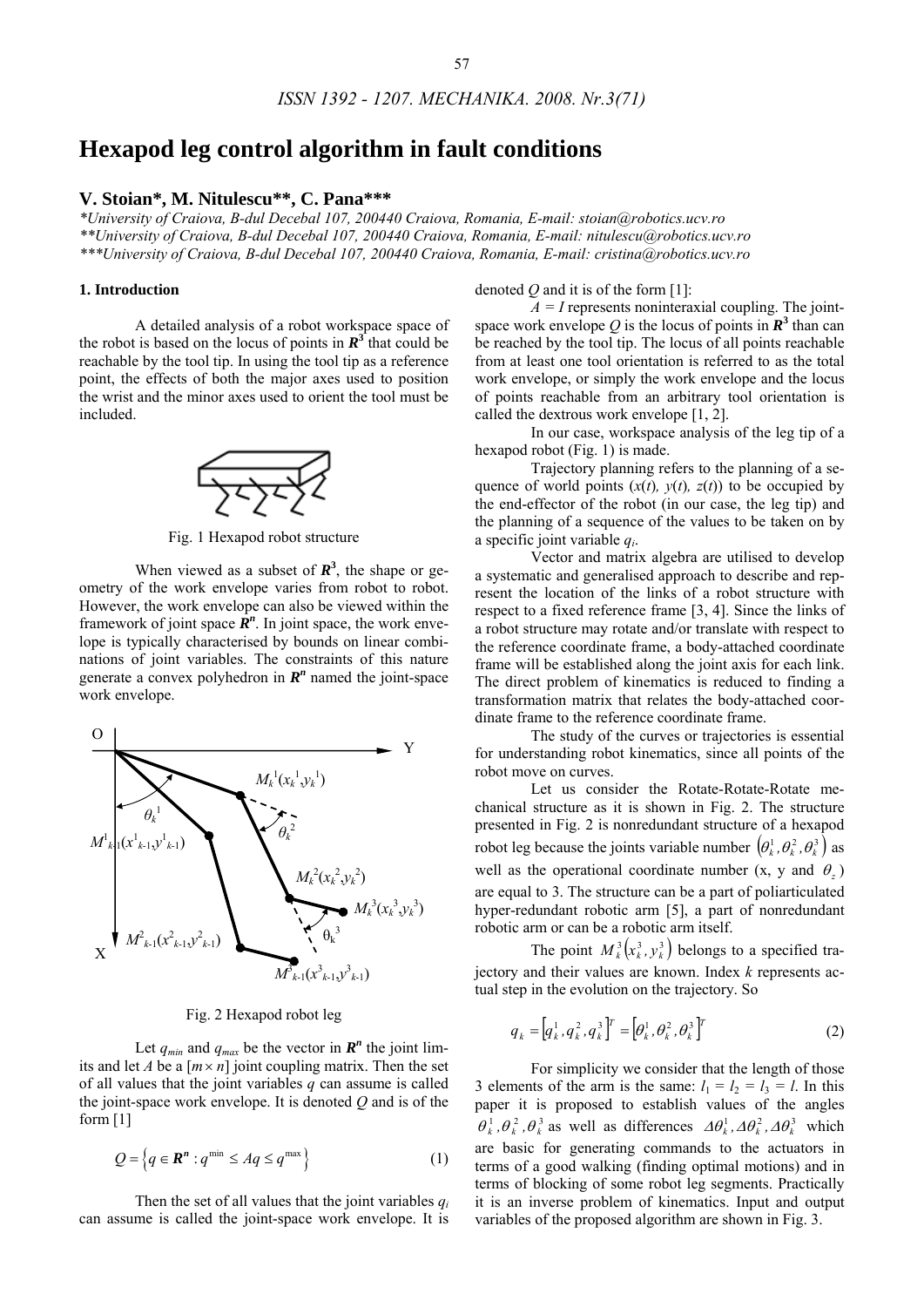# Hexapod leg control algorithm in fault conditions

**V. Stoian\*, M. Nitulescu\*\*, C. Pana\*\*\***

*\*University of Craiova, B-dul Decebal 107, 200440 Craiova, Romania, E-mail: stoian@robotics.ucv.ro*
*\*\*University of Craiova, B-dul Decebal 107, 200440 Craiova, Romania, E-mail: nitulescu@robotics.ucv.ro*
*\*\*\*University of Craiova, B-dul Decebal 107, 200440 Craiova, Romania, E-mail: cristina@robotics.ucv.ro*

## 1. Introduction

A detailed analysis of a robot workspace space of the robot is based on the locus of points in $\boldsymbol{R}^3$ that could be reachable by the tool tip. In using the tool tip as a reference point, the effects of both the major axes used to position the wrist and the minor axes used to orient the tool must be included.

Fig. 1 Hexapod robot structure

When viewed as a subset of $\boldsymbol{R}^3$, the shape or geometry of the work envelope varies from robot to robot. However, the work envelope can also be viewed within the framework of joint space $\boldsymbol{R}^n$. In joint space, the work envelope is typically characterised by bounds on linear combinations of joint variables. The constraints of this nature generate a convex polyhedron in $\boldsymbol{R}^n$ named the joint-space work envelope.

Fig. 2 Hexapod robot leg

Let $q_{min}$ and $q_{max}$ be the vector in $\boldsymbol{R}^n$ the joint limits and let $A$ be a $[m \times n]$ joint coupling matrix. Then the set of all values that the joint variables $q$ can assume is called the joint-space work envelope. It is denoted $Q$ and is of the form [1]

$$Q = \left\{ q \in \boldsymbol{R}^n : q^{\min} \le Aq \le q^{\max} \right\} \tag{1}$$

Then the set of all values that the joint variables $q_i$ can assume is called the joint-space work envelope. It is denoted $Q$ and it is of the form [1]:

$A = I$ represents noninteraxial coupling. The joint-space work envelope $Q$ is the locus of points in $\boldsymbol{R}^3$ than can be reached by the tool tip. The locus of all points reachable from at least one tool orientation is referred to as the total work envelope, or simply the work envelope and the locus of points reachable from an arbitrary tool orientation is called the dextrous work envelope [1, 2].

In our case, workspace analysis of the leg tip of a hexapod robot (Fig. 1) is made.

Trajectory planning refers to the planning of a sequence of world points ($x(t)$, $y(t)$, $z(t)$) to be occupied by the end-effector of the robot (in our case, the leg tip) and the planning of a sequence of the values to be taken on by a specific joint variable $q_i$.

Vector and matrix algebra are utilised to develop a systematic and generalised approach to describe and represent the location of the links of a robot structure with respect to a fixed reference frame [3, 4]. Since the links of a robot structure may rotate and/or translate with respect to the reference coordinate frame, a body-attached coordinate frame will be established along the joint axis for each link. The direct problem of kinematics is reduced to finding a transformation matrix that relates the body-attached coordinate frame to the reference coordinate frame.

The study of the curves or trajectories is essential for understanding robot kinematics, since all points of the robot move on curves.

Let us consider the Rotate-Rotate-Rotate mechanical structure as it is shown in Fig. 2. The structure presented in Fig. 2 is nonredundant structure of a hexapod robot leg because the joints variable number $\left(\theta_k^1, \theta_k^2, \theta_k^3\right)$ as well as the operational coordinate number (x, y and $\theta_z$) are equal to 3. The structure can be a part of poliarticulated hyper-redundant robotic arm [5], a part of nonredundant robotic arm or can be a robotic arm itself.

The point $M_k^3\left(x_k^3, y_k^3\right)$ belongs to a specified trajectory and their values are known. Index $k$ represents actual step in the evolution on the trajectory. So

$$q_k = \left[q_k^1, q_k^2, q_k^3\right]^T = \left[\theta_k^1, \theta_k^2, \theta_k^3\right]^T \tag{2}$$

For simplicity we consider that the length of those 3 elements of the arm is the same: $l_1 = l_2 = l_3 = l$. In this paper it is proposed to establish values of the angles $\theta_k^1, \theta_k^2, \theta_k^3$ as well as differences $\Delta\theta_k^1, \Delta\theta_k^2, \Delta\theta_k^3$ which are basic for generating commands to the actuators in terms of a good walking (finding optimal motions) and in terms of blocking of some robot leg segments. Practically it is an inverse problem of kinematics. Input and output variables of the proposed algorithm are shown in Fig. 3.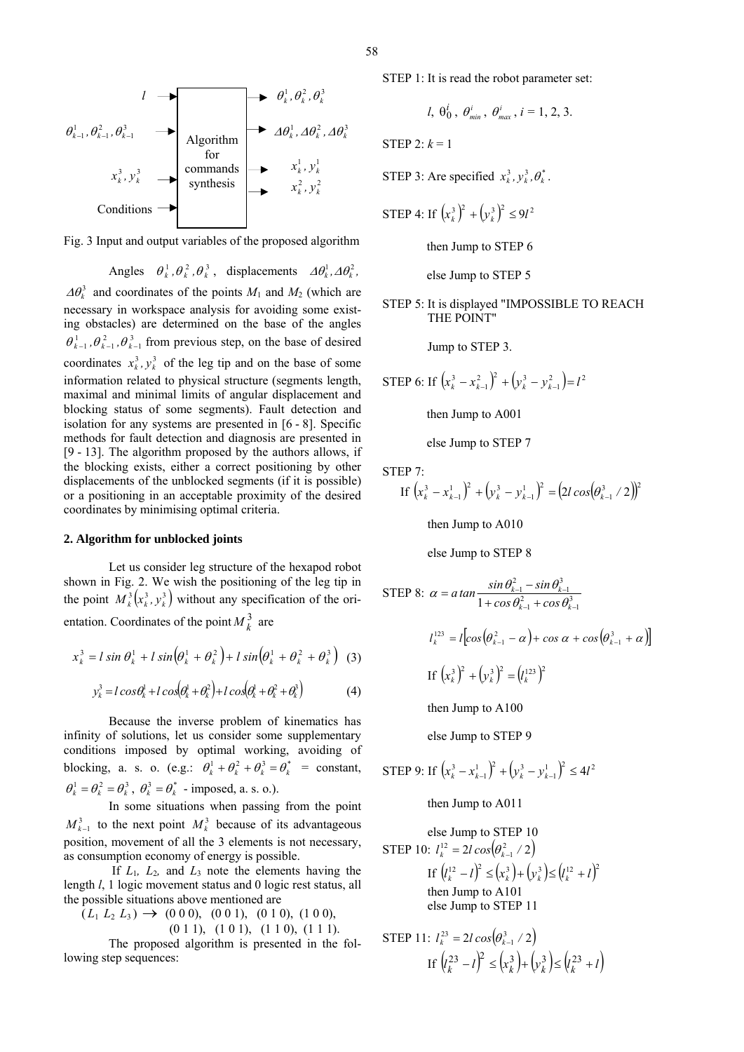Fig. 3 Input and output variables of the proposed algorithm

Angles $\theta_k^1, \theta_k^2, \theta_k^3$, displacements $\Delta\theta_k^1, \Delta\theta_k^2, \Delta\theta_k^3$ and coordinates of the points $M_1$ and $M_2$ (which are necessary in workspace analysis for avoiding some existing obstacles) are determined on the base of the angles $\theta_{k-1}^1, \theta_{k-1}^2, \theta_{k-1}^3$ from previous step, on the base of desired coordinates $x_k^3, y_k^3$ of the leg tip and on the base of some information related to physical structure (segments length, maximal and minimal limits of angular displacement and blocking status of some segments). Fault detection and isolation for any systems are presented in [6 - 8]. Specific methods for fault detection and diagnosis are presented in [9 - 13]. The algorithm proposed by the authors allows, if the blocking exists, either a correct positioning by other displacements of the unblocked segments (if it is possible) or a positioning in an acceptable proximity of the desired coordinates by minimising optimal criteria.

## 2. Algorithm for unblocked joints

Let us consider leg structure of the hexapod robot shown in Fig. 2. We wish the positioning of the leg tip in the point $M_k^3(x_k^3, y_k^3)$ without any specification of the orientation. Coordinates of the point $M_k^3$ are

$$x_k^3 = l\sin\theta_k^1 + l\sin(\theta_k^1 + \theta_k^2) + l\sin(\theta_k^1 + \theta_k^2 + \theta_k^3) \quad (3)$$

$$y_k^3 = l\cos\theta_k^1 + l\cos(\theta_k^1 + \theta_k^2) + l\cos(\theta_k^1 + \theta_k^2 + \theta_k^3) \quad (4)$$

Because the inverse problem of kinematics has infinity of solutions, let us consider some supplementary conditions imposed by optimal working, avoiding of blocking, a. s. o. (e.g.: $\theta_k^1 + \theta_k^2 + \theta_k^3 = \theta_k^*$ = constant, $\theta_k^1 = \theta_k^2 = \theta_k^3$, $\theta_k^3 = \theta_k^*$ - imposed, a. s. o.).

In some situations when passing from the point $M_{k-1}^3$ to the next point $M_k^3$ because of its advantageous position, movement of all the 3 elements is not necessary, as consumption economy of energy is possible.

If $L_1$, $L_2$, and $L_3$ note the elements having the length $l$, 1 logic movement status and 0 logic rest status, all the possible situations above mentioned are

$(L_1\ L_2\ L_3) \rightarrow$ (0 0 0), (0 0 1), (0 1 0), (1 0 0), (0 1 1), (1 0 1), (1 1 0), (1 1 1).

The proposed algorithm is presented in the following step sequences:

STEP 1: It is read the robot parameter set:

$l$, $\theta_0^i$, $\theta_{min}^i$, $\theta_{max}^i$, $i$ = 1, 2, 3.

STEP 2: $k = 1$

STEP 3: Are specified $x_k^3, y_k^3, \theta_k^*$.

STEP 4: If $(x_k^3)^2 + (y_k^3)^2 \le 9l^2$

then Jump to STEP 6

else Jump to STEP 5

STEP 5: It is displayed "IMPOSSIBLE TO REACH THE POINT"

Jump to STEP 3.

STEP 6: If $(x_k^3 - x_{k-1}^2)^2 + (y_k^3 - y_{k-1}^2) = l^2$

then Jump to A001

else Jump to STEP 7

STEP 7:
If $(x_k^3 - x_{k-1}^1)^2 + (y_k^3 - y_{k-1}^1)^2 = (2l\cos(\theta_{k-1}^3/2))^2$

then Jump to A010

else Jump to STEP 8

STEP 8: $\alpha = a\tan\dfrac{\sin\theta_{k-1}^2 - \sin\theta_{k-1}^3}{1 + \cos\theta_{k-1}^2 + \cos\theta_{k-1}^3}$

$l_k^{123} = l\left[\cos(\theta_{k-1}^2 - \alpha) + \cos\alpha + \cos(\theta_{k-1}^3 + \alpha)\right]$

If $(x_k^3)^2 + (y_k^3)^2 = (l_k^{123})^2$

then Jump to A100

else Jump to STEP 9

STEP 9: If $(x_k^3 - x_{k-1}^1)^2 + (y_k^3 - y_{k-1}^1)^2 \le 4l^2$

then Jump to A011

else Jump to STEP 10

STEP 10: $l_k^{12} = 2l\cos(\theta_{k-1}^2/2)$

If $(l_k^{12} - l)^2 \le (x_k^3) + (y_k^3) \le (l_k^{12} + l)^2$

then Jump to A101

else Jump to STEP 11

STEP 11: $l_k^{23} = 2l\cos(\theta_{k-1}^3/2)$

If $(l_k^{23} - l)^2 \le (x_k^3) + (y_k^3) \le (l_k^{23} + l)$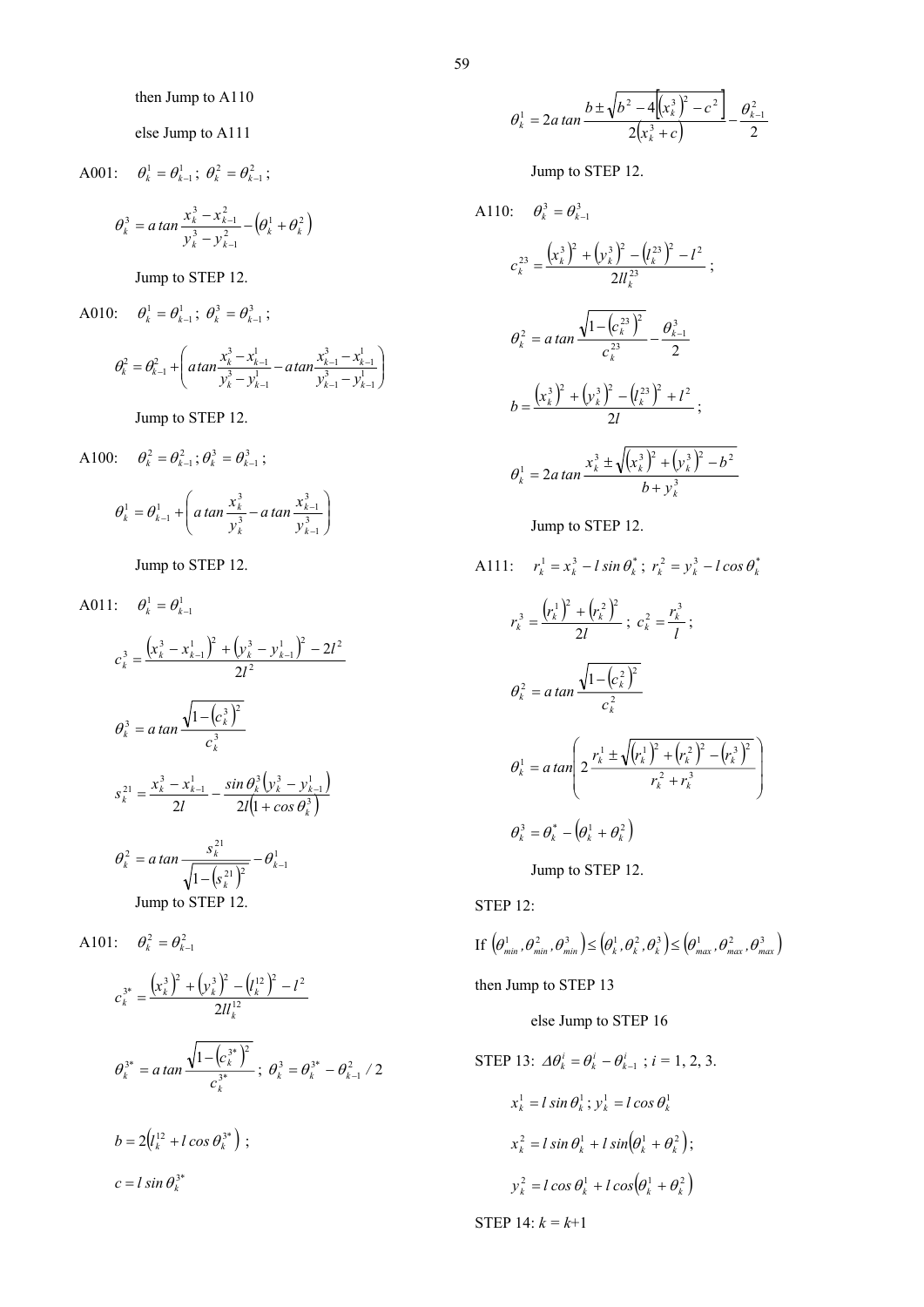then Jump to A110

else Jump to A111

A001: $\theta_k^1 = \theta_{k-1}^1$; $\theta_k^2 = \theta_{k-1}^2$;

$$\theta_k^3 = a\,tan\frac{x_k^3 - x_{k-1}^2}{y_k^3 - y_{k-1}^2} - \left(\theta_k^1 + \theta_k^2\right)$$

Jump to STEP 12.

A010: $\theta_k^1 = \theta_{k-1}^1$; $\theta_k^3 = \theta_{k-1}^3$;

$$\theta_k^2 = \theta_{k-1}^2 + \left( a\,tan\frac{x_k^3 - x_{k-1}^1}{y_k^3 - y_{k-1}^1} - a\,tan\frac{x_{k-1}^3 - x_{k-1}^1}{y_{k-1}^3 - y_{k-1}^1} \right)$$

Jump to STEP 12.

A100: $\theta_k^2 = \theta_{k-1}^2$; $\theta_k^3 = \theta_{k-1}^3$;

$$\theta_k^1 = \theta_{k-1}^1 + \left( a\,tan\frac{x_k^3}{y_k^3} - a\,tan\frac{x_{k-1}^3}{y_{k-1}^3} \right)$$

Jump to STEP 12.

A011: $\theta_k^1 = \theta_{k-1}^1$

$$c_k^3 = \frac{\left(x_k^3 - x_{k-1}^1\right)^2 + \left(y_k^3 - y_{k-1}^1\right)^2 - 2l^2}{2l^2}$$

$$\theta_k^3 = a\,tan\frac{\sqrt{1-\left(c_k^3\right)^2}}{c_k^3}$$

$$s_k^{21} = \frac{x_k^3 - x_{k-1}^1}{2l} - \frac{sin\,\theta_k^3\left(y_k^3 - y_{k-1}^1\right)}{2l\left(1 + cos\,\theta_k^3\right)}$$

$$\theta_k^2 = a\,tan\frac{s_k^{21}}{\sqrt{1-\left(s_k^{21}\right)^2}} - \theta_{k-1}^1$$

Jump to STEP 12.

A101: $\theta_k^2 = \theta_{k-1}^2$

$$c_k^{3*} = \frac{\left(x_k^3\right)^2 + \left(y_k^3\right)^2 - \left(l_k^{12}\right)^2 - l^2}{2l l_k^{12}}$$

$$\theta_k^{3*} = a\,tan\frac{\sqrt{1-\left(c_k^{3*}\right)^2}}{c_k^{3*}};\ \theta_k^3 = \theta_k^{3*} - \theta_{k-1}^2/2$$

$b = 2\left(l_k^{12} + l\cos\theta_k^{3*}\right)$;

$c = l\sin\theta_k^{3*}$

$$\theta_k^1 = 2a\,tan\frac{b \pm \sqrt{b^2 - 4\left[\left(x_k^3\right)^2 - c^2\right]}}{2\left(x_k^3 + c\right)} - \frac{\theta_{k-1}^2}{2}$$

Jump to STEP 12.

A110: $\theta_k^3 = \theta_{k-1}^3$

$$c_k^{23} = \frac{\left(x_k^3\right)^2 + \left(y_k^3\right)^2 - \left(l_k^{23}\right)^2 - l^2}{2l l_k^{23}};$$

$$\theta_k^2 = a\,tan\frac{\sqrt{1-\left(c_k^{23}\right)^2}}{c_k^{23}} - \frac{\theta_{k-1}^3}{2}$$

$$b = \frac{\left(x_k^3\right)^2 + \left(y_k^3\right)^2 - \left(l_k^{23}\right)^2 + l^2}{2l};$$

$$\theta_k^1 = 2a\,tan\frac{x_k^3 \pm \sqrt{\left(x_k^3\right)^2 + \left(y_k^3\right)^2 - b^2}}{b + y_k^3}$$

Jump to STEP 12.

A111: $r_k^1 = x_k^3 - l\sin\theta_k^*$; $r_k^2 = y_k^3 - l\cos\theta_k^*$

$$r_k^3 = \frac{\left(r_k^1\right)^2 + \left(r_k^2\right)^2}{2l};\ c_k^2 = \frac{r_k^3}{l};$$

$$\theta_k^2 = a\,tan\frac{\sqrt{1-\left(c_k^2\right)^2}}{c_k^2}$$

$$\theta_k^1 = a\,tan\left(2\frac{r_k^1 \pm \sqrt{\left(r_k^1\right)^2 + \left(r_k^2\right)^2 - \left(r_k^3\right)^2}}{r_k^2 + r_k^3}\right)$$

$$\theta_k^3 = \theta_k^* - \left(\theta_k^1 + \theta_k^2\right)$$

Jump to STEP 12.

STEP 12:

If $\left(\theta_{min}^1, \theta_{min}^2, \theta_{min}^3\right) \le \left(\theta_k^1, \theta_k^2, \theta_k^3\right) \le \left(\theta_{max}^1, \theta_{max}^2, \theta_{max}^3\right)$

then Jump to STEP 13

else Jump to STEP 16

STEP 13: $\Delta\theta_k^i = \theta_k^i - \theta_{k-1}^i$ ; $i$ = 1, 2, 3.

$x_k^1 = l\sin\theta_k^1$; $y_k^1 = l\cos\theta_k^1$

$x_k^2 = l\sin\theta_k^1 + l\sin\left(\theta_k^1 + \theta_k^2\right)$;

$y_k^2 = l\cos\theta_k^1 + l\cos\left(\theta_k^1 + \theta_k^2\right)$

STEP 14: $k = k$+1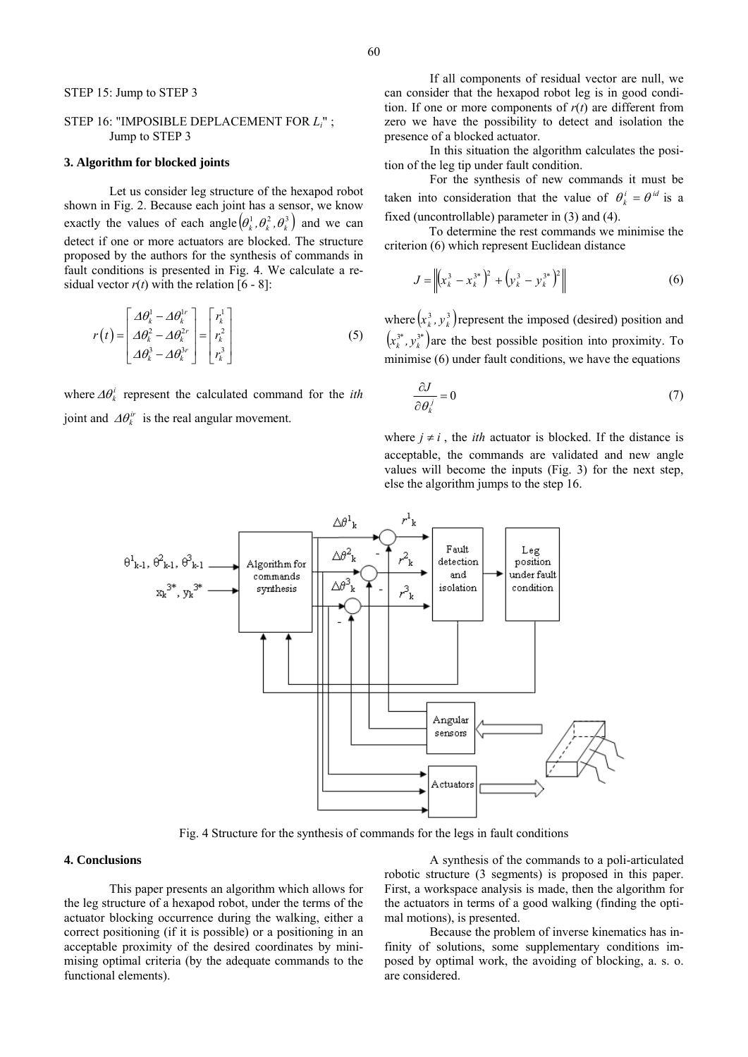STEP 15: Jump to STEP 3

STEP 16: "IMPOSIBLE DEPLACEMENT FOR $L_i$" ; Jump to STEP 3

### 3. Algorithm for blocked joints

Let us consider leg structure of the hexapod robot shown in Fig. 2. Because each joint has a sensor, we know exactly the values of each angle $\left(\theta_k^1, \theta_k^2, \theta_k^3\right)$ and we can detect if one or more actuators are blocked. The structure proposed by the authors for the synthesis of commands in fault conditions is presented in Fig. 4. We calculate a residual vector $r(t)$ with the relation [6 - 8]:

$$r(t) = \begin{bmatrix} \Delta\theta_k^1 - \Delta\theta_k^{1r} \\ \Delta\theta_k^2 - \Delta\theta_k^{2r} \\ \Delta\theta_k^3 - \Delta\theta_k^{3r} \end{bmatrix} = \begin{bmatrix} r_k^1 \\ r_k^2 \\ r_k^3 \end{bmatrix} \tag{5}$$

where $\Delta\theta_k^i$ represent the calculated command for the *ith* joint and $\Delta\theta_k^{ir}$ is the real angular movement.

If all components of residual vector are null, we can consider that the hexapod robot leg is in good condition. If one or more components of $r(t)$ are different from zero we have the possibility to detect and isolation the presence of a blocked actuator.

In this situation the algorithm calculates the position of the leg tip under fault condition.

For the synthesis of new commands it must be taken into consideration that the value of $\theta_k^i = \theta^{id}$ is a fixed (uncontrollable) parameter in (3) and (4).

To determine the rest commands we minimise the criterion (6) which represent Euclidean distance

$$J = \left\| \left(x_k^3 - x_k^{3*}\right)^2 + \left(y_k^3 - y_k^{3*}\right)^2 \right\| \tag{6}$$

where $\left(x_k^3, y_k^3\right)$ represent the imposed (desired) position and $\left(x_k^{3*}, y_k^{3*}\right)$ are the best possible position into proximity. To minimise (6) under fault conditions, we have the equations

$$\frac{\partial J}{\partial \theta_k^j} = 0 \tag{7}$$

where $j \neq i$ , the *ith* actuator is blocked. If the distance is acceptable, the commands are validated and new angle values will become the inputs (Fig. 3) for the next step, else the algorithm jumps to the step 16.

Fig. 4 Structure for the synthesis of commands for the legs in fault conditions

### 4. Conclusions

This paper presents an algorithm which allows for the leg structure of a hexapod robot, under the terms of the actuator blocking occurrence during the walking, either a correct positioning (if it is possible) or a positioning in an acceptable proximity of the desired coordinates by minimising optimal criteria (by the adequate commands to the functional elements).

A synthesis of the commands to a poli-articulated robotic structure (3 segments) is proposed in this paper. First, a workspace analysis is made, then the algorithm for the actuators in terms of a good walking (finding the optimal motions), is presented.

Because the problem of inverse kinematics has infinity of solutions, some supplementary conditions imposed by optimal work, the avoiding of blocking, a. s. o. are considered.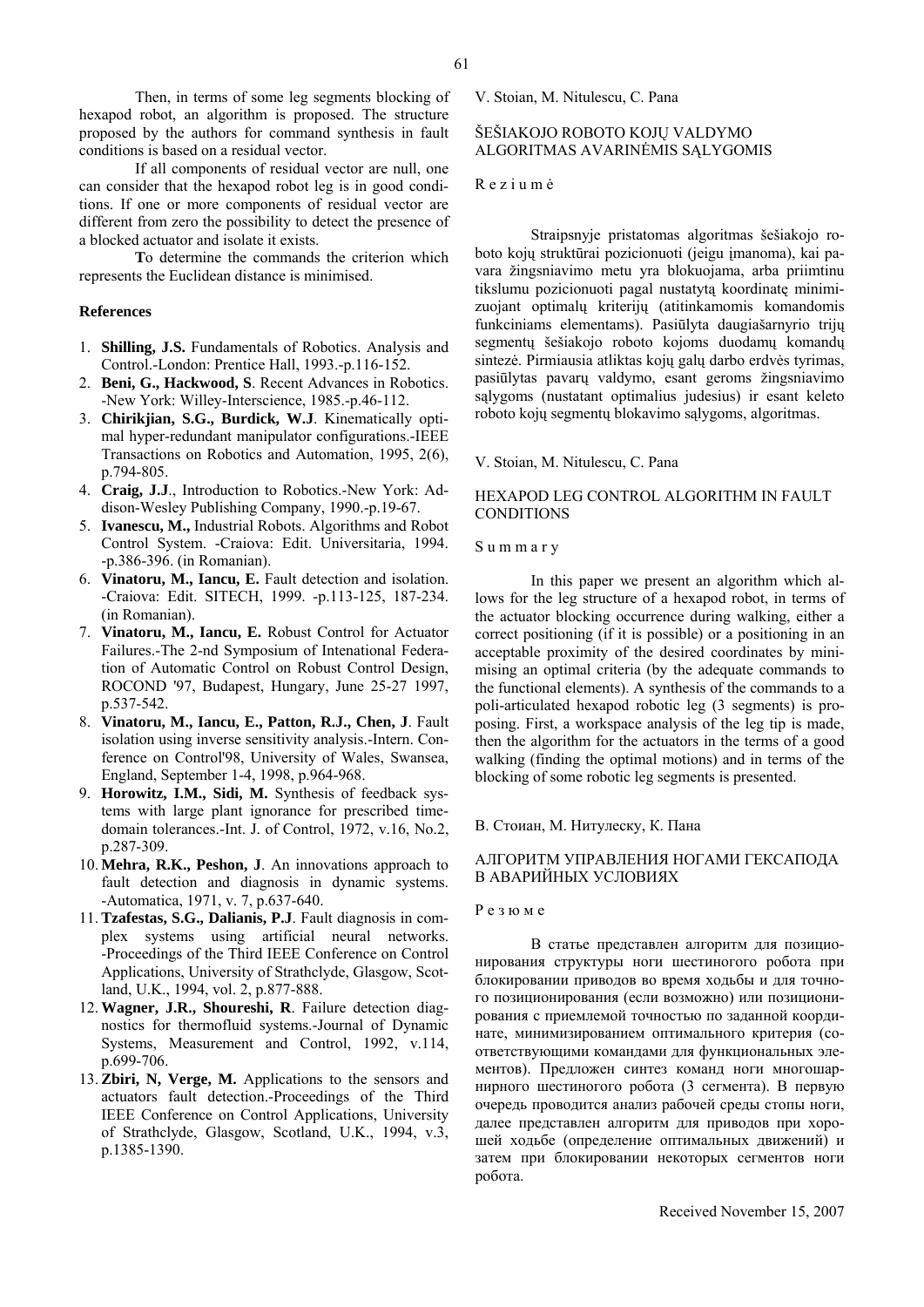Then, in terms of some leg segments blocking of hexapod robot, an algorithm is proposed. The structure proposed by the authors for command synthesis in fault conditions is based on a residual vector.

If all components of residual vector are null, one can consider that the hexapod robot leg is in good conditions. If one or more components of residual vector are different from zero the possibility to detect the presence of a blocked actuator and isolate it exists.

To determine the commands the criterion which represents the Euclidean distance is minimised.

## References

1. **Shilling, J.S.** Fundamentals of Robotics. Analysis and Control.-London: Prentice Hall, 1993.-p.116-152.
2. **Beni, G., Hackwood, S**. Recent Advances in Robotics. -New York: Willey-Interscience, 1985.-p.46-112.
3. **Chirikjian, S.G., Burdick, W.J**. Kinematically optimal hyper-redundant manipulator configurations.-IEEE Transactions on Robotics and Automation, 1995, 2(6), p.794-805.
4. **Craig, J.J**., Introduction to Robotics.-New York: Addison-Wesley Publishing Company, 1990.-p.19-67.
5. **Ivanescu, M.,** Industrial Robots. Algorithms and Robot Control System. -Craiova: Edit. Universitaria, 1994. -p.386-396. (in Romanian).
6. **Vinatoru, M., Iancu, E.** Fault detection and isolation. -Craiova: Edit. SITECH, 1999. -p.113-125, 187-234. (in Romanian).
7. **Vinatoru, M., Iancu, E.** Robust Control for Actuator Failures.-The 2-nd Symposium of Intenational Federation of Automatic Control on Robust Control Design, ROCOND '97, Budapest, Hungary, June 25-27 1997, p.537-542.
8. **Vinatoru, M., Iancu, E., Patton, R.J., Chen, J**. Fault isolation using inverse sensitivity analysis.-Intern. Conference on Control'98, University of Wales, Swansea, England, September 1-4, 1998, p.964-968.
9. **Horowitz, I.M., Sidi, M.** Synthesis of feedback systems with large plant ignorance for prescribed time-domain tolerances.-Int. J. of Control, 1972, v.16, No.2, p.287-309.
10. **Mehra, R.K., Peshon, J**. An innovations approach to fault detection and diagnosis in dynamic systems. -Automatica, 1971, v. 7, p.637-640.
11. **Tzafestas, S.G., Dalianis, P.J**. Fault diagnosis in complex systems using artificial neural networks. -Proceedings of the Third IEEE Conference on Control Applications, University of Strathclyde, Glasgow, Scotland, U.K., 1994, vol. 2, p.877-888.
12. **Wagner, J.R., Shoureshi, R**. Failure detection diagnostics for thermofluid systems.-Journal of Dynamic Systems, Measurement and Control, 1992, v.114, p.699-706.
13. **Zbiri, N, Verge, M.** Applications to the sensors and actuators fault detection.-Proceedings of the Third IEEE Conference on Control Applications, University of Strathclyde, Glasgow, Scotland, U.K., 1994, v.3, p.1385-1390.

V. Stoian, M. Nitulescu, C. Pana

### ŠEŠIAKOJO ROBOTO KOJŲ VALDYMO ALGORITMAS AVARINĖMIS SĄLYGOMIS

R e z i u m ė

Straipsnyje pristatomas algoritmas šešiakojo roboto kojų struktūrai pozicionuoti (jeigu įmanoma), kai pavara žingsniavimo metu yra blokuojama, arba priimtinu tikslumu pozicionuoti pagal nustatytą koordinatę minimizuojant optimalų kriterijų (atitinkamomis komandomis funkciniams elementams). Pasiūlyta daugiašarnyrio trijų segmentų šešiakojo roboto kojoms duodamų komandų sintezė. Pirmiausia atliktas kojų galų darbo erdvės tyrimas, pasiūlytas pavarų valdymo, esant geroms žingsniavimo sąlygoms (nustatant optimalius judesius) ir esant keleto roboto kojų segmentų blokavimo sąlygoms, algoritmas.

V. Stoian, M. Nitulescu, C. Pana

### HEXAPOD LEG CONTROL ALGORITHM IN FAULT CONDITIONS

S u m m a r y

In this paper we present an algorithm which allows for the leg structure of a hexapod robot, in terms of the actuator blocking occurrence during walking, either a correct positioning (if it is possible) or a positioning in an acceptable proximity of the desired coordinates by minimising an optimal criteria (by the adequate commands to the functional elements). A synthesis of the commands to a poli-articulated hexapod robotic leg (3 segments) is proposing. First, a workspace analysis of the leg tip is made, then the algorithm for the actuators in the terms of a good walking (finding the optimal motions) and in terms of the blocking of some robotic leg segments is presented.

В. Стоиан, М. Нитулеску, К. Пана

### АЛГОРИТМ УПРАВЛЕНИЯ НОГАМИ ГЕКСАПОДА В АВАРИЙНЫХ УСЛОВИЯХ

Р е з ю м е

В статье представлен алгоритм для позиционирования структуры ноги шестиногого робота при блокировании приводов во время ходьбы и для точного позиционирования (если возможно) или позиционирования с приемлемой точностью по заданной координате, минимизированием оптимального критерия (соответствующими командами для функциональных элементов). Предложен синтез команд ноги многошарнирного шестиногого робота (3 сегмента). В первую очередь проводится анализ рабочей среды стопы ноги, далее представлен алгоритм для приводов при хорошей ходьбе (определение оптимальных движений) и затем при блокировании некоторых сегментов ноги робота.

Received November 15, 2007